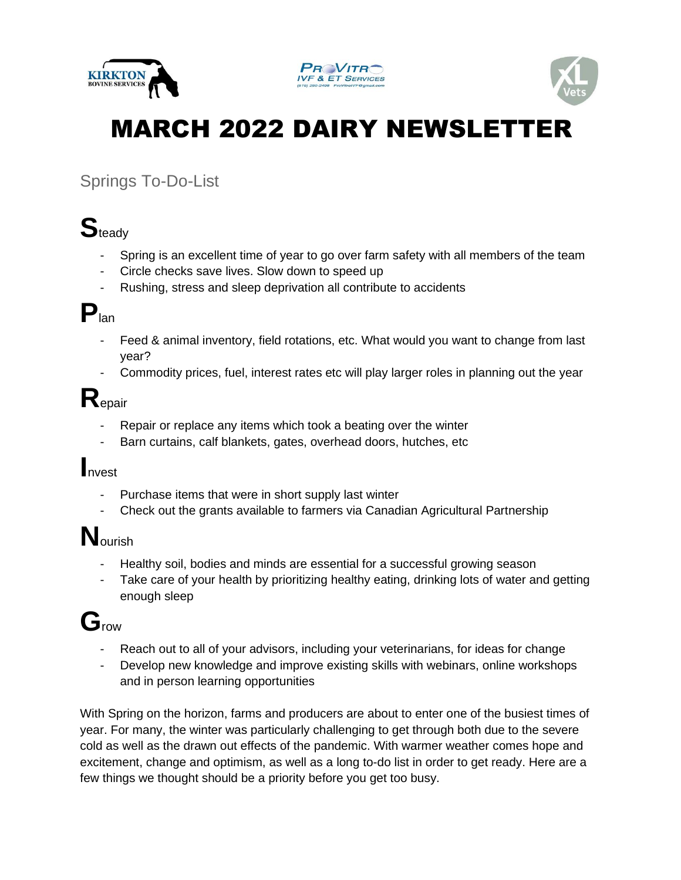# MARCH 2022 DAIRY NEWSLETTER

## Springs To-Do-List

### **S**teady

- Spring is an excellent time of year to go over farm safety with all members of the team
- Circle checks save lives. Slow down to speed up
- Rushing, stress and sleep deprivation all contribute to accidents

### **P**lan

- Feed & animal inventory, field rotations, etc. What would you want to change from last year?
- Commodity prices, fuel, interest rates etc will play larger roles in planning out the year

### **R**epair

- Repair or replace any items which took a beating over the winter
- Barn curtains, calf blankets, gates, overhead doors, hutches, etc

### **I**nvest

- Purchase items that were in short supply last winter
- Check out the grants available to farmers via Canadian Agricultural Partnership

### **N**ourish

- Healthy soil, bodies and minds are essential for a successful growing season
- Take care of your health by prioritizing healthy eating, drinking lots of water and getting enough sleep

### **G**row

- Reach out to all of your advisors, including your veterinarians, for ideas for change
- Develop new knowledge and improve existing skills with webinars, online workshops and in person learning opportunities

With Spring on the horizon, farms and producers are about to enter one of the busiest times of year. For many, the winter was particularly challenging to get through both due to the severe cold as well as the drawn out effects of the pandemic. With warmer weather comes hope and excitement, change and optimism, as well as a long to-do list in order to get ready. Here are a few things we thought should be a priority before you get too busy.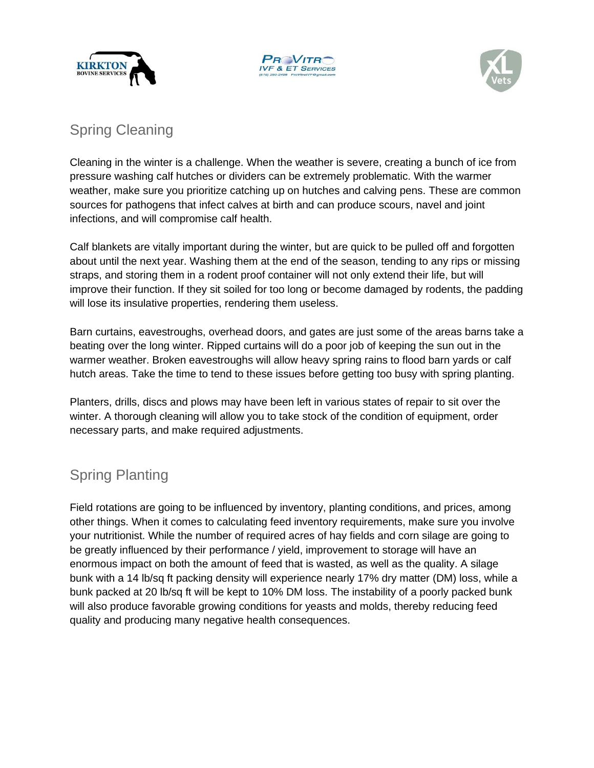## Spring Cleaning

Cleaning in the winter is a challenge. When the weather is severe, creating a bunch of ice from pressure washing calf hutches or dividers can be extremely problematic. With the warmer weather, make sure you prioritize catching up on hutches and calving pens. These are common sources for pathogens that infect calves at birth and can produce scours, navel and joint infections, and will compromise calf health.

Calf blankets are vitally important during the winter, but are quick to be pulled off and forgotten about until the next year. Washing them at the end of the season, tending to any rips or missing straps, and storing them in a rodent proof container will not only extend their life, but will improve their function. If they sit soiled for too long or become damaged by rodents, the padding will lose its insulative properties, rendering them useless.

Barn curtains, eavestroughs, overhead doors, and gates are just some of the areas barns take a beating over the long winter. Ripped curtains will do a poor job of keeping the sun out in the warmer weather. Broken eavestroughs will allow heavy spring rains to flood barn yards or calf hutch areas. Take the time to tend to these issues before getting too busy with spring planting.

Planters, drills, discs and plows may have been left in various states of repair to sit over the winter. A thorough cleaning will allow you to take stock of the condition of equipment, order necessary parts, and make required adjustments.

## Spring Planting

Field rotations are going to be influenced by inventory, planting conditions, and prices, among other things. When it comes to calculating feed inventory requirements, make sure you involve your nutritionist. While the number of required acres of hay fields and corn silage are going to be greatly influenced by their performance / yield, improvement to storage will have an enormous impact on both the amount of feed that is wasted, as well as the quality. A silage bunk with a 14 lb/sq ft packing density will experience nearly 17% dry matter (DM) loss, while a bunk packed at 20 lb/sq ft will be kept to 10% DM loss. The instability of a poorly packed bunk will also produce favorable growing conditions for yeasts and molds, thereby reducing feed quality and producing many negative health consequences.